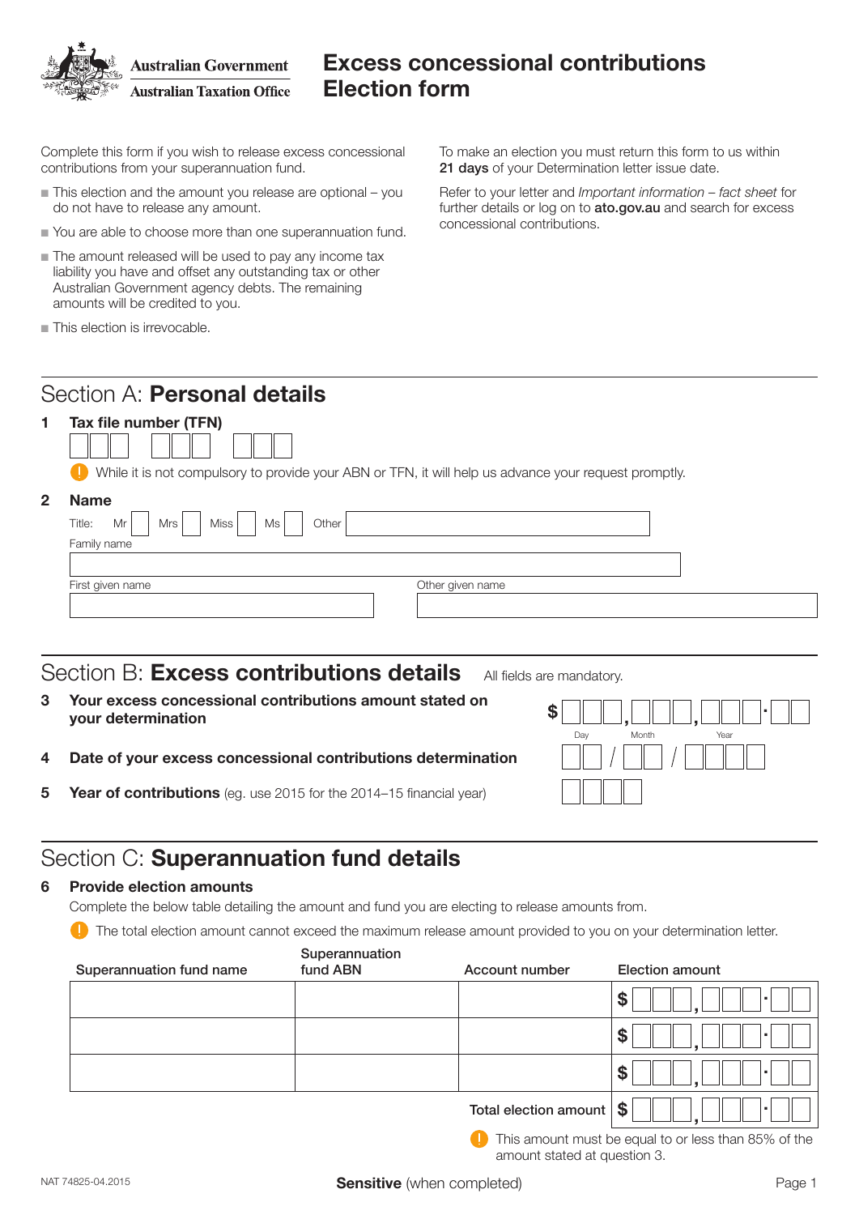Australian Government
Australian Taxation Office

# Excess concessional contributions Election form

Complete this form if you wish to release excess concessional contributions from your superannuation fund.

- This election and the amount you release are optional – you do not have to release any amount.
- You are able to choose more than one superannuation fund.
- The amount released will be used to pay any income tax liability you have and offset any outstanding tax or other Australian Government agency debts. The remaining amounts will be credited to you.
- This election is irrevocable.

To make an election you must return this form to us within **21 days** of your Determination letter issue date.

Refer to your letter and *Important information – fact sheet* for further details or log on to **ato.gov.au** and search for excess concessional contributions.

## Section A: **Personal details**

**1 Tax file number (TFN)**

☐☐☐ ☐☐☐ ☐☐☐

! While it is not compulsory to provide your ABN or TFN, it will help us advance your request promptly.

**2 Name**

Title: Mr ☐ Mrs ☐ Miss ☐ Ms ☐ Other ____________

Family name

____________

First given name ____________ Other given name ____________

## Section B: **Excess contributions details** All fields are mandatory.

**3 Your excess concessional contributions amount stated on your determination** $ ☐☐☐,☐☐☐,☐☐☐.☐☐

**4 Date of your excess concessional contributions determination** Day ☐☐ / Month ☐☐ / Year ☐☐☐☐

**5 Year of contributions** (eg. use 2015 for the 2014–15 financial year) ☐☐☐☐

## Section C: **Superannuation fund details**

**6 Provide election amounts**

Complete the below table detailing the amount and fund you are electing to release amounts from.

! The total election amount cannot exceed the maximum release amount provided to you on your determination letter.

| Superannuation fund name | Superannuation fund ABN | Account number | Election amount |
|---|---|---|---|
| | | | $ ☐☐☐,☐☐☐.☐☐ |
| | | | $ ☐☐☐,☐☐☐.☐☐ |
| | | | $ ☐☐☐,☐☐☐.☐☐ |
| | | **Total election amount** | $ ☐☐☐,☐☐☐.☐☐ |

! This amount must be equal to or less than 85% of the amount stated at question 3.

NAT 74825-04.2015

**Sensitive** (when completed)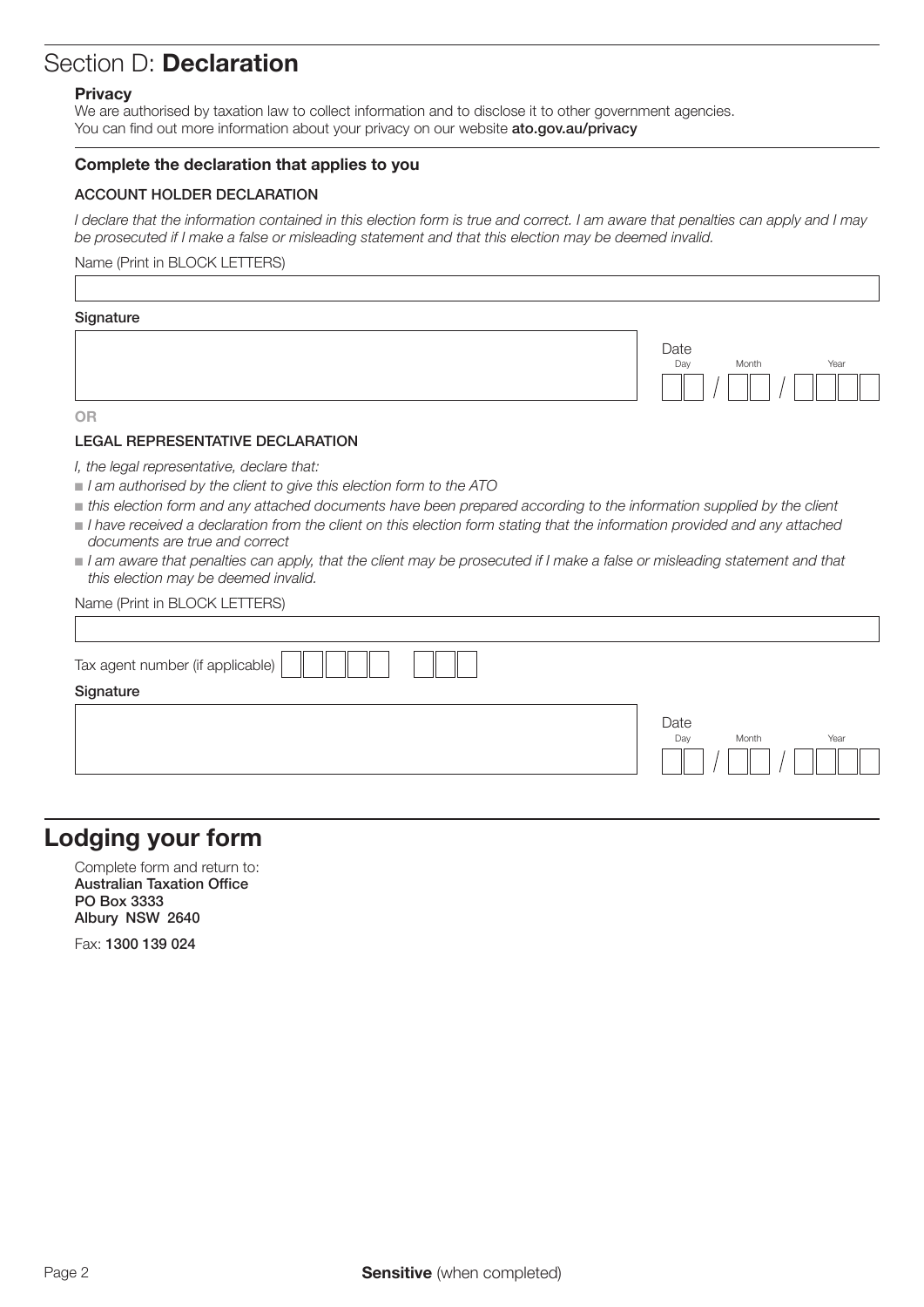## Section D: **Declaration**

**Privacy**

We are authorised by taxation law to collect information and to disclose it to other government agencies.
You can find out more information about your privacy on our website **ato.gov.au/privacy**

**Complete the declaration that applies to you**

**ACCOUNT HOLDER DECLARATION**

*I declare that the information contained in this election form is true and correct. I am aware that penalties can apply and I may be prosecuted if I make a false or misleading statement and that this election may be deemed invalid.*

Name (Print in BLOCK LETTERS)

**Signature**

Date
Day / Month / Year

OR

**LEGAL REPRESENTATIVE DECLARATION**

*I, the legal representative, declare that:*

- *I am authorised by the client to give this election form to the ATO*
- *this election form and any attached documents have been prepared according to the information supplied by the client*
- *I have received a declaration from the client on this election form stating that the information provided and any attached documents are true and correct*
- *I am aware that penalties can apply, that the client may be prosecuted if I make a false or misleading statement and that this election may be deemed invalid.*

Name (Print in BLOCK LETTERS)

Tax agent number (if applicable)

**Signature**

Date
Day / Month / Year

# Lodging your form

Complete form and return to:
**Australian Taxation Office**
**PO Box 3333**
**Albury NSW 2640**

Fax: **1300 139 024**

**Sensitive** (when completed)